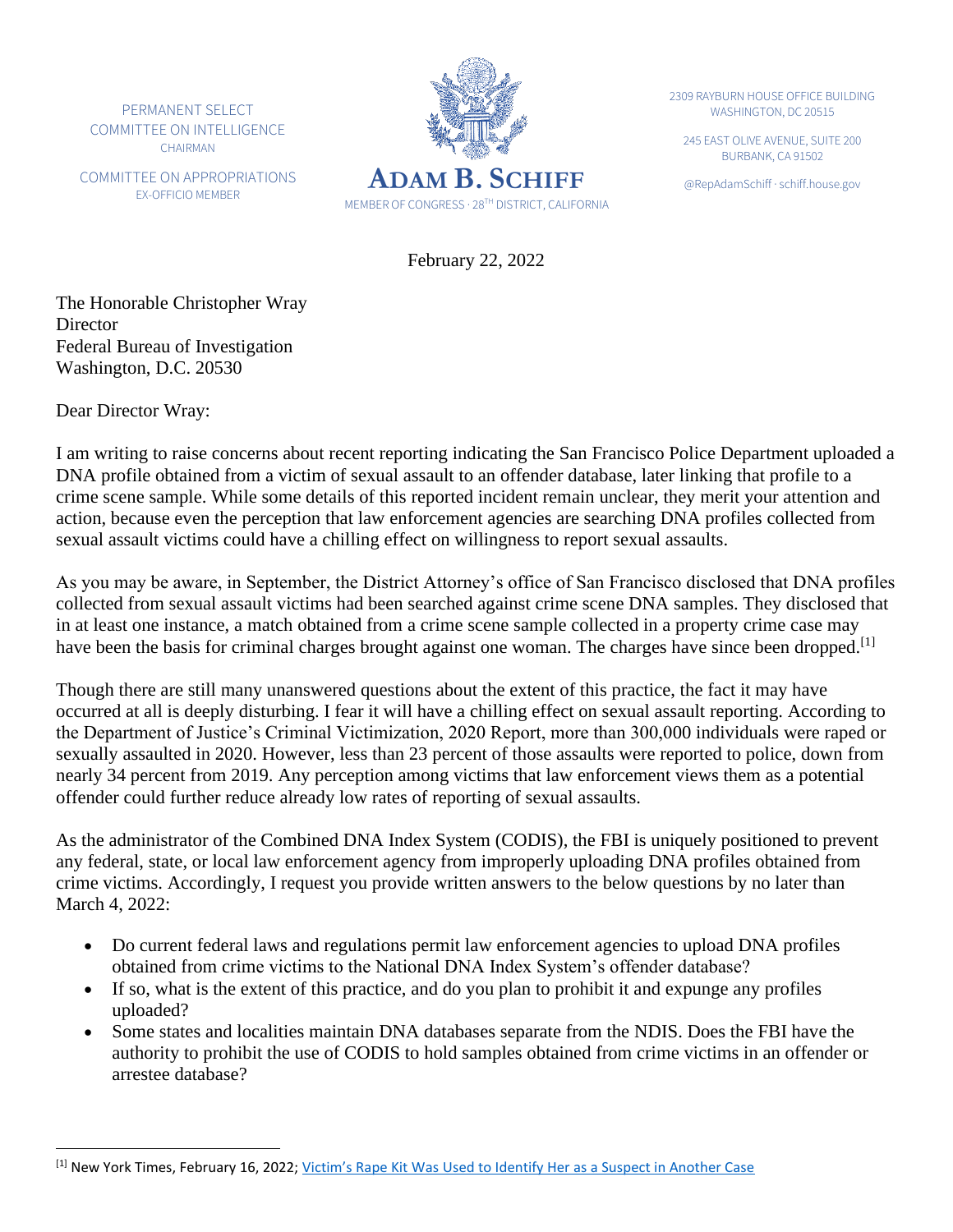PERMANENT SELECT COMMITTEE ON INTELLIGENCE
CHAIRMAN

COMMITTEE ON APPROPRIATIONS
EX-OFFICIO MEMBER

**ADAM B. SCHIFF**
MEMBER OF CONGRESS · 28TH DISTRICT, CALIFORNIA

2309 RAYBURN HOUSE OFFICE BUILDING
WASHINGTON, DC 20515

245 EAST OLIVE AVENUE, SUITE 200
BURBANK, CA 91502

@RepAdamSchiff · schiff.house.gov

February 22, 2022

The Honorable Christopher Wray
Director
Federal Bureau of Investigation
Washington, D.C. 20530

Dear Director Wray:

I am writing to raise concerns about recent reporting indicating the San Francisco Police Department uploaded a DNA profile obtained from a victim of sexual assault to an offender database, later linking that profile to a crime scene sample. While some details of this reported incident remain unclear, they merit your attention and action, because even the perception that law enforcement agencies are searching DNA profiles collected from sexual assault victims could have a chilling effect on willingness to report sexual assaults.

As you may be aware, in September, the District Attorney's office of San Francisco disclosed that DNA profiles collected from sexual assault victims had been searched against crime scene DNA samples. They disclosed that in at least one instance, a match obtained from a crime scene sample collected in a property crime case may have been the basis for criminal charges brought against one woman. The charges have since been dropped.[1]

Though there are still many unanswered questions about the extent of this practice, the fact it may have occurred at all is deeply disturbing. I fear it will have a chilling effect on sexual assault reporting. According to the Department of Justice's Criminal Victimization, 2020 Report, more than 300,000 individuals were raped or sexually assaulted in 2020. However, less than 23 percent of those assaults were reported to police, down from nearly 34 percent from 2019. Any perception among victims that law enforcement views them as a potential offender could further reduce already low rates of reporting of sexual assaults.

As the administrator of the Combined DNA Index System (CODIS), the FBI is uniquely positioned to prevent any federal, state, or local law enforcement agency from improperly uploading DNA profiles obtained from crime victims. Accordingly, I request you provide written answers to the below questions by no later than March 4, 2022:

- Do current federal laws and regulations permit law enforcement agencies to upload DNA profiles obtained from crime victims to the National DNA Index System's offender database?
- If so, what is the extent of this practice, and do you plan to prohibit it and expunge any profiles uploaded?
- Some states and localities maintain DNA databases separate from the NDIS. Does the FBI have the authority to prohibit the use of CODIS to hold samples obtained from crime victims in an offender or arrestee database?

[1] New York Times, February 16, 2022; Victim's Rape Kit Was Used to Identify Her as a Suspect in Another Case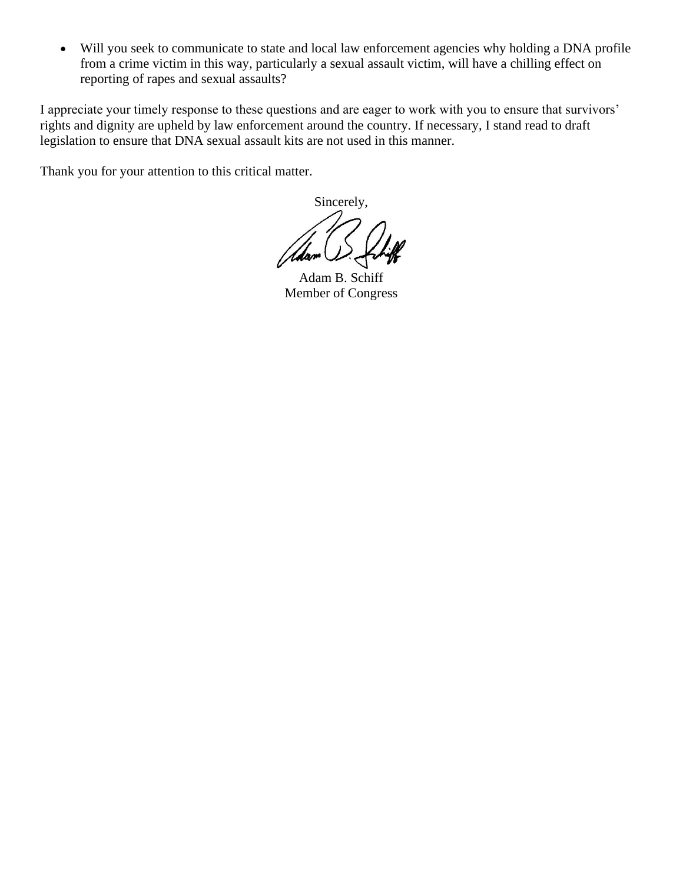- Will you seek to communicate to state and local law enforcement agencies why holding a DNA profile from a crime victim in this way, particularly a sexual assault victim, will have a chilling effect on reporting of rapes and sexual assaults?

I appreciate your timely response to these questions and are eager to work with you to ensure that survivors' rights and dignity are upheld by law enforcement around the country. If necessary, I stand read to draft legislation to ensure that DNA sexual assault kits are not used in this manner.

Thank you for your attention to this critical matter.

Sincerely,

Adam B. Schiff
Member of Congress